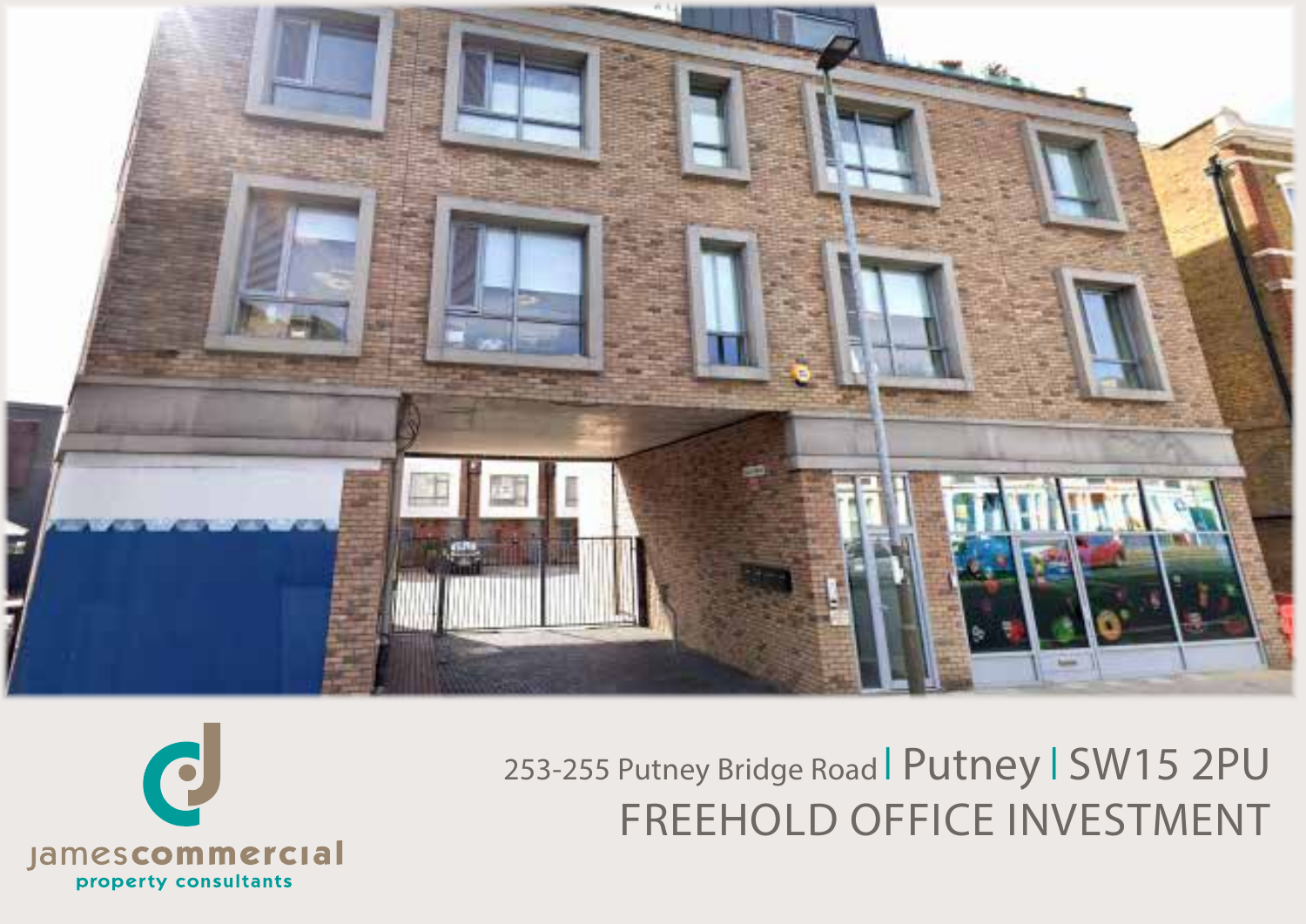# 253-255 Putney Bridge Road | Putney | SW15 2PU

## FREEHOLD OFFICE INVESTMENT

jamescommercial
property consultants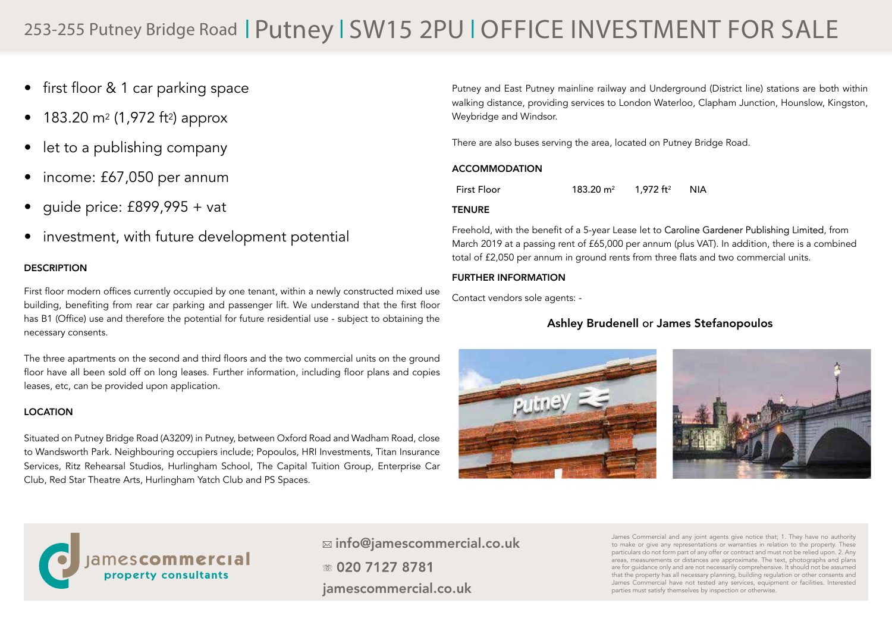# 253-255 Putney Bridge Road | Putney | SW15 2PU | OFFICE INVESTMENT FOR SALE

- first floor & 1 car parking space
- 183.20 $m^2$ (1,972 $ft^2$) approx
- let to a publishing company
- income: £67,050 per annum
- guide price: £899,995 + vat
- investment, with future development potential

## DESCRIPTION

First floor modern offices currently occupied by one tenant, within a newly constructed mixed use building, benefiting from rear car parking and passenger lift. We understand that the first floor has B1 (Office) use and therefore the potential for future residential use - subject to obtaining the necessary consents.

The three apartments on the second and third floors and the two commercial units on the ground floor have all been sold off on long leases. Further information, including floor plans and copies leases, etc, can be provided upon application.

## LOCATION

Situated on Putney Bridge Road (A3209) in Putney, between Oxford Road and Wadham Road, close to Wandsworth Park. Neighbouring occupiers include; Popoulos, HRI Investments, Titan Insurance Services, Ritz Rehearsal Studios, Hurlingham School, The Capital Tuition Group, Enterprise Car Club, Red Star Theatre Arts, Hurlingham Yatch Club and PS Spaces.

Putney and East Putney mainline railway and Underground (District line) stations are both within walking distance, providing services to London Waterloo, Clapham Junction, Hounslow, Kingston, Weybridge and Windsor.

There are also buses serving the area, located on Putney Bridge Road.

## ACCOMMODATION

| | | | |
|---|---|---|---|
| First Floor | 183.20 $m^2$ | 1,972 $ft^2$ | NIA |

## TENURE

Freehold, with the benefit of a 5-year Lease let to Caroline Gardener Publishing Limited, from March 2019 at a passing rent of £65,000 per annum (plus VAT). In addition, there is a combined total of £2,050 per annum in ground rents from three flats and two commercial units.

## FURTHER INFORMATION

Contact vendors sole agents: -

**Ashley Brudenell** or **James Stefanopoulos**

jamescommercial property consultants

info@jamescommercial.co.uk

020 7127 8781

jamescommercial.co.uk

James Commercial and any joint agents give notice that; 1. They have no authority to make or give any representations or warranties in relation to the property. These particulars do not form part of any offer or contract and must not be relied upon. 2. Any areas, measurements or distances are approximate. The text, photographs and plans are for guidance only and are not necessarily comprehensive. It should not be assumed that the property has all necessary planning, building regulation or other consents and James Commercial have not tested any services, equipment or facilities. Interested parties must satisfy themselves by inspection or otherwise.